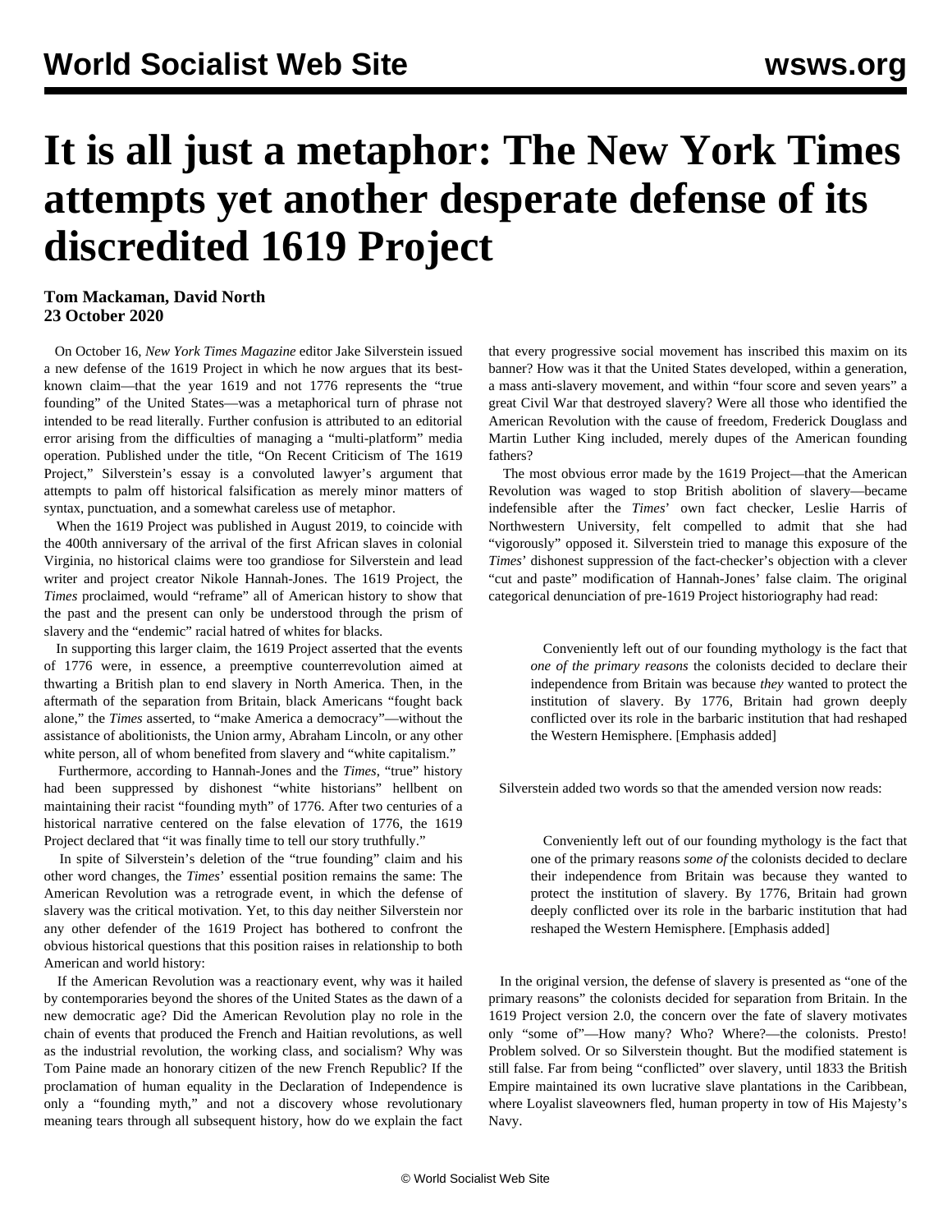# It is all just a metaphor: The New York Times attempts yet another desperate defense of its discredited 1619 Project

**Tom Mackaman, David North**
**23 October 2020**

On October 16, *New York Times Magazine* editor Jake Silverstein issued a new defense of the 1619 Project in which he now argues that its best-known claim—that the year 1619 and not 1776 represents the "true founding" of the United States—was a metaphorical turn of phrase not intended to be read literally. Further confusion is attributed to an editorial error arising from the difficulties of managing a "multi-platform" media operation. Published under the title, "On Recent Criticism of The 1619 Project," Silverstein's essay is a convoluted lawyer's argument that attempts to palm off historical falsification as merely minor matters of syntax, punctuation, and a somewhat careless use of metaphor.

When the 1619 Project was published in August 2019, to coincide with the 400th anniversary of the arrival of the first African slaves in colonial Virginia, no historical claims were too grandiose for Silverstein and lead writer and project creator Nikole Hannah-Jones. The 1619 Project, the *Times* proclaimed, would "reframe" all of American history to show that the past and the present can only be understood through the prism of slavery and the "endemic" racial hatred of whites for blacks.

In supporting this larger claim, the 1619 Project asserted that the events of 1776 were, in essence, a preemptive counterrevolution aimed at thwarting a British plan to end slavery in North America. Then, in the aftermath of the separation from Britain, black Americans "fought back alone," the *Times* asserted, to "make America a democracy"—without the assistance of abolitionists, the Union army, Abraham Lincoln, or any other white person, all of whom benefited from slavery and "white capitalism."

Furthermore, according to Hannah-Jones and the *Times*, "true" history had been suppressed by dishonest "white historians" hellbent on maintaining their racist "founding myth" of 1776. After two centuries of a historical narrative centered on the false elevation of 1776, the 1619 Project declared that "it was finally time to tell our story truthfully."

In spite of Silverstein's deletion of the "true founding" claim and his other word changes, the *Times*' essential position remains the same: The American Revolution was a retrograde event, in which the defense of slavery was the critical motivation. Yet, to this day neither Silverstein nor any other defender of the 1619 Project has bothered to confront the obvious historical questions that this position raises in relationship to both American and world history:

If the American Revolution was a reactionary event, why was it hailed by contemporaries beyond the shores of the United States as the dawn of a new democratic age? Did the American Revolution play no role in the chain of events that produced the French and Haitian revolutions, as well as the industrial revolution, the working class, and socialism? Why was Tom Paine made an honorary citizen of the new French Republic? If the proclamation of human equality in the Declaration of Independence is only a "founding myth," and not a discovery whose revolutionary meaning tears through all subsequent history, how do we explain the fact that every progressive social movement has inscribed this maxim on its banner? How was it that the United States developed, within a generation, a mass anti-slavery movement, and within "four score and seven years" a great Civil War that destroyed slavery? Were all those who identified the American Revolution with the cause of freedom, Frederick Douglass and Martin Luther King included, merely dupes of the American founding fathers?

The most obvious error made by the 1619 Project—that the American Revolution was waged to stop British abolition of slavery—became indefensible after the *Times*' own fact checker, Leslie Harris of Northwestern University, felt compelled to admit that she had "vigorously" opposed it. Silverstein tried to manage this exposure of the *Times*' dishonest suppression of the fact-checker's objection with a clever "cut and paste" modification of Hannah-Jones' false claim. The original categorical denunciation of pre-1619 Project historiography had read:

> Conveniently left out of our founding mythology is the fact that *one of the primary reasons* the colonists decided to declare their independence from Britain was because *they* wanted to protect the institution of slavery. By 1776, Britain had grown deeply conflicted over its role in the barbaric institution that had reshaped the Western Hemisphere. [Emphasis added]

Silverstein added two words so that the amended version now reads:

> Conveniently left out of our founding mythology is the fact that one of the primary reasons *some of* the colonists decided to declare their independence from Britain was because they wanted to protect the institution of slavery. By 1776, Britain had grown deeply conflicted over its role in the barbaric institution that had reshaped the Western Hemisphere. [Emphasis added]

In the original version, the defense of slavery is presented as "one of the primary reasons" the colonists decided for separation from Britain. In the 1619 Project version 2.0, the concern over the fate of slavery motivates only "some of"—How many? Who? Where?—the colonists. Presto! Problem solved. Or so Silverstein thought. But the modified statement is still false. Far from being "conflicted" over slavery, until 1833 the British Empire maintained its own lucrative slave plantations in the Caribbean, where Loyalist slaveowners fled, human property in tow of His Majesty's Navy.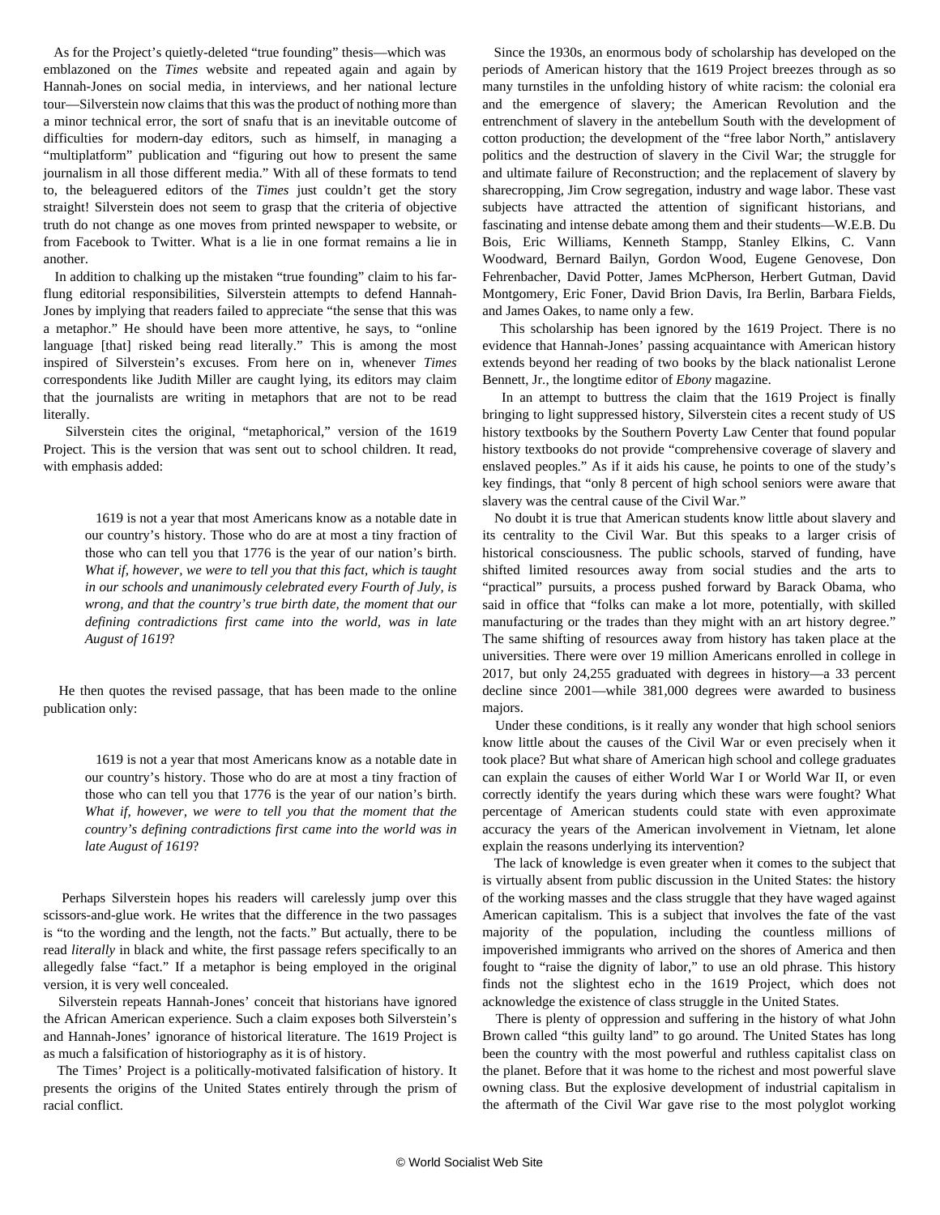As for the Project's quietly-deleted "true founding" thesis—which was emblazoned on the *Times* website and repeated again and again by Hannah-Jones on social media, in interviews, and her national lecture tour—Silverstein now claims that this was the product of nothing more than a minor technical error, the sort of snafu that is an inevitable outcome of difficulties for modern-day editors, such as himself, in managing a "multiplatform" publication and "figuring out how to present the same journalism in all those different media." With all of these formats to tend to, the beleaguered editors of the *Times* just couldn't get the story straight! Silverstein does not seem to grasp that the criteria of objective truth do not change as one moves from printed newspaper to website, or from Facebook to Twitter. What is a lie in one format remains a lie in another.

In addition to chalking up the mistaken "true founding" claim to his far-flung editorial responsibilities, Silverstein attempts to defend Hannah-Jones by implying that readers failed to appreciate "the sense that this was a metaphor." He should have been more attentive, he says, to "online language [that] risked being read literally." This is among the most inspired of Silverstein's excuses. From here on in, whenever *Times* correspondents like Judith Miller are caught lying, its editors may claim that the journalists are writing in metaphors that are not to be read literally.

Silverstein cites the original, "metaphorical," version of the 1619 Project. This is the version that was sent out to school children. It read, with emphasis added:

> 1619 is not a year that most Americans know as a notable date in our country's history. Those who do are at most a tiny fraction of those who can tell you that 1776 is the year of our nation's birth. *What if, however, we were to tell you that this fact, which is taught in our schools and unanimously celebrated every Fourth of July, is wrong, and that the country's true birth date, the moment that our defining contradictions first came into the world, was in late August of 1619*?

He then quotes the revised passage, that has been made to the online publication only:

> 1619 is not a year that most Americans know as a notable date in our country's history. Those who do are at most a tiny fraction of those who can tell you that 1776 is the year of our nation's birth. *What if, however, we were to tell you that the moment that the country's defining contradictions first came into the world was in late August of 1619*?

Perhaps Silverstein hopes his readers will carelessly jump over this scissors-and-glue work. He writes that the difference in the two passages is "to the wording and the length, not the facts." But actually, there to be read *literally* in black and white, the first passage refers specifically to an allegedly false "fact." If a metaphor is being employed in the original version, it is very well concealed.

Silverstein repeats Hannah-Jones' conceit that historians have ignored the African American experience. Such a claim exposes both Silverstein's and Hannah-Jones' ignorance of historical literature. The 1619 Project is as much a falsification of historiography as it is of history.

The Times' Project is a politically-motivated falsification of history. It presents the origins of the United States entirely through the prism of racial conflict.

Since the 1930s, an enormous body of scholarship has developed on the periods of American history that the 1619 Project breezes through as so many turnstiles in the unfolding history of white racism: the colonial era and the emergence of slavery; the American Revolution and the entrenchment of slavery in the antebellum South with the development of cotton production; the development of the "free labor North," antislavery politics and the destruction of slavery in the Civil War; the struggle for and ultimate failure of Reconstruction; and the replacement of slavery by sharecropping, Jim Crow segregation, industry and wage labor. These vast subjects have attracted the attention of significant historians, and fascinating and intense debate among them and their students—W.E.B. Du Bois, Eric Williams, Kenneth Stampp, Stanley Elkins, C. Vann Woodward, Bernard Bailyn, Gordon Wood, Eugene Genovese, Don Fehrenbacher, David Potter, James McPherson, Herbert Gutman, David Montgomery, Eric Foner, David Brion Davis, Ira Berlin, Barbara Fields, and James Oakes, to name only a few.

This scholarship has been ignored by the 1619 Project. There is no evidence that Hannah-Jones' passing acquaintance with American history extends beyond her reading of two books by the black nationalist Lerone Bennett, Jr., the longtime editor of *Ebony* magazine.

In an attempt to buttress the claim that the 1619 Project is finally bringing to light suppressed history, Silverstein cites a recent study of US history textbooks by the Southern Poverty Law Center that found popular history textbooks do not provide "comprehensive coverage of slavery and enslaved peoples." As if it aids his cause, he points to one of the study's key findings, that "only 8 percent of high school seniors were aware that slavery was the central cause of the Civil War."

No doubt it is true that American students know little about slavery and its centrality to the Civil War. But this speaks to a larger crisis of historical consciousness. The public schools, starved of funding, have shifted limited resources away from social studies and the arts to "practical" pursuits, a process pushed forward by Barack Obama, who said in office that "folks can make a lot more, potentially, with skilled manufacturing or the trades than they might with an art history degree." The same shifting of resources away from history has taken place at the universities. There were over 19 million Americans enrolled in college in 2017, but only 24,255 graduated with degrees in history—a 33 percent decline since 2001—while 381,000 degrees were awarded to business majors.

Under these conditions, is it really any wonder that high school seniors know little about the causes of the Civil War or even precisely when it took place? But what share of American high school and college graduates can explain the causes of either World War I or World War II, or even correctly identify the years during which these wars were fought? What percentage of American students could state with even approximate accuracy the years of the American involvement in Vietnam, let alone explain the reasons underlying its intervention?

The lack of knowledge is even greater when it comes to the subject that is virtually absent from public discussion in the United States: the history of the working masses and the class struggle that they have waged against American capitalism. This is a subject that involves the fate of the vast majority of the population, including the countless millions of impoverished immigrants who arrived on the shores of America and then fought to "raise the dignity of labor," to use an old phrase. This history finds not the slightest echo in the 1619 Project, which does not acknowledge the existence of class struggle in the United States.

There is plenty of oppression and suffering in the history of what John Brown called "this guilty land" to go around. The United States has long been the country with the most powerful and ruthless capitalist class on the planet. Before that it was home to the richest and most powerful slave owning class. But the explosive development of industrial capitalism in the aftermath of the Civil War gave rise to the most polyglot working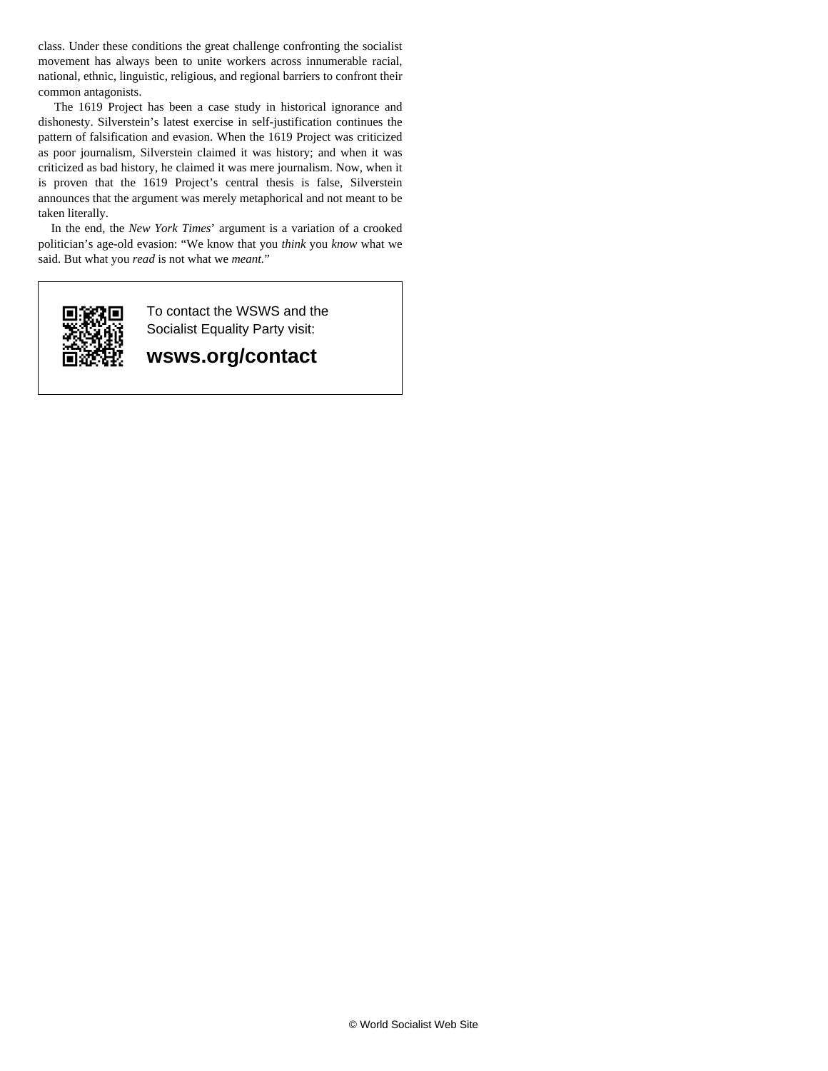class. Under these conditions the great challenge confronting the socialist movement has always been to unite workers across innumerable racial, national, ethnic, linguistic, religious, and regional barriers to confront their common antagonists.

The 1619 Project has been a case study in historical ignorance and dishonesty. Silverstein's latest exercise in self-justification continues the pattern of falsification and evasion. When the 1619 Project was criticized as poor journalism, Silverstein claimed it was history; and when it was criticized as bad history, he claimed it was mere journalism. Now, when it is proven that the 1619 Project's central thesis is false, Silverstein announces that the argument was merely metaphorical and not meant to be taken literally.

In the end, the *New York Times*' argument is a variation of a crooked politician's age-old evasion: "We know that you *think* you *know* what we said. But what you *read* is not what we *meant.*"

To contact the WSWS and the Socialist Equality Party visit:

**wsws.org/contact**